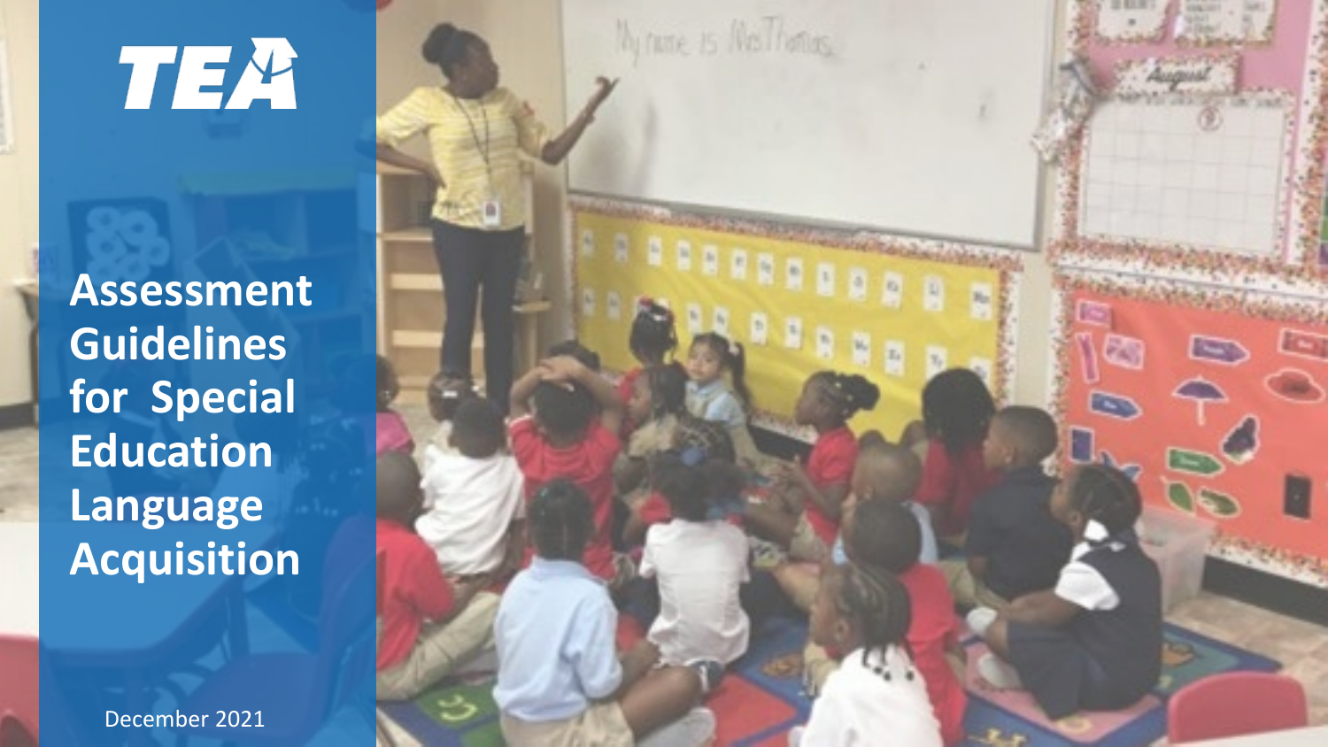TEA

# Assessment Guidelines for Special Education Language Acquisition

December 2021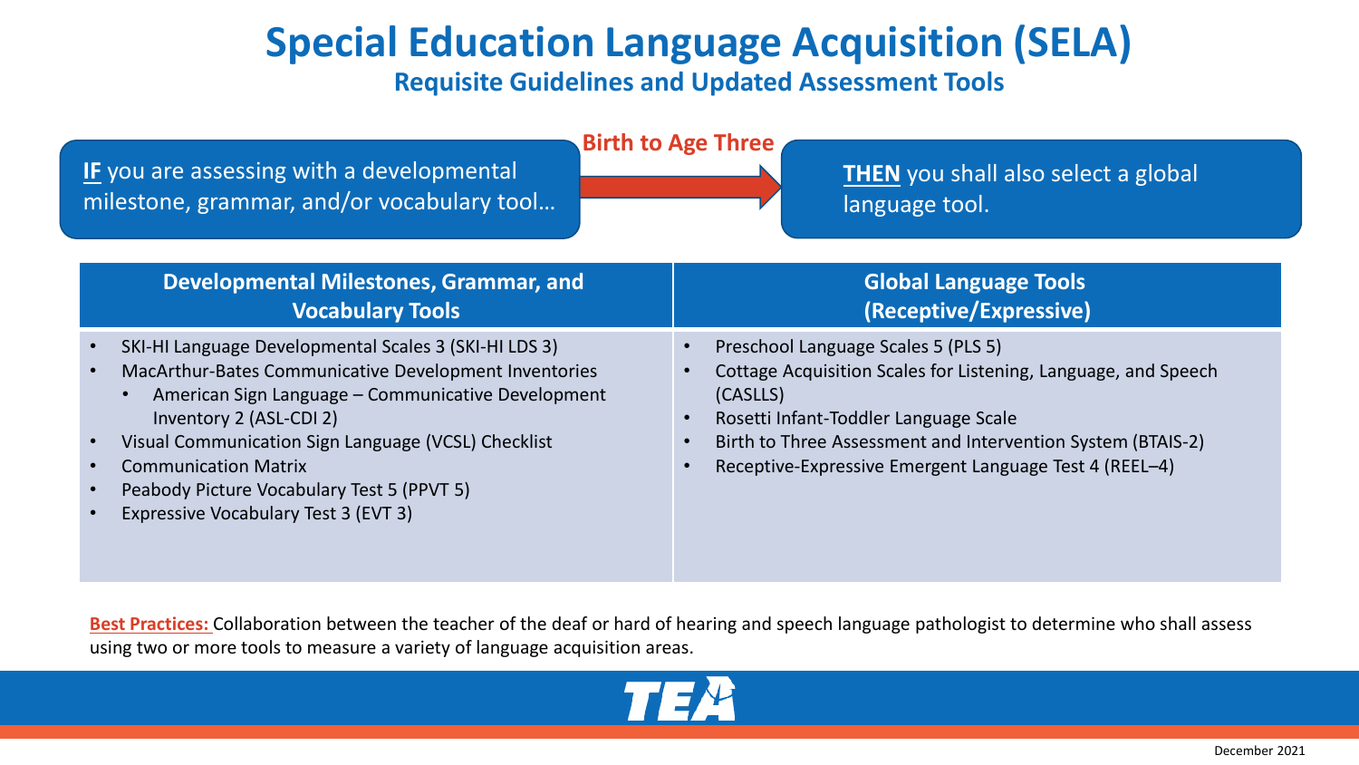# Special Education Language Acquisition (SELA)

## Requisite Guidelines and Updated Assessment Tools

**IF** you are assessing with a developmental milestone, grammar, and/or vocabulary tool…

**Birth to Age Three**

**THEN** you shall also select a global language tool.

| Developmental Milestones, Grammar, and Vocabulary Tools | Global Language Tools (Receptive/Expressive) |
|---|---|
| • SKI-HI Language Developmental Scales 3 (SKI-HI LDS 3)<br>• MacArthur-Bates Communicative Development Inventories<br>&nbsp;&nbsp;&nbsp;&nbsp;• American Sign Language – Communicative Development Inventory 2 (ASL-CDI 2)<br>• Visual Communication Sign Language (VCSL) Checklist<br>• Communication Matrix<br>• Peabody Picture Vocabulary Test 5 (PPVT 5)<br>• Expressive Vocabulary Test 3 (EVT 3) | • Preschool Language Scales 5 (PLS 5)<br>• Cottage Acquisition Scales for Listening, Language, and Speech (CASLLS)<br>• Rosetti Infant-Toddler Language Scale<br>• Birth to Three Assessment and Intervention System (BTAIS-2)<br>• Receptive-Expressive Emergent Language Test 4 (REEL–4) |

**Best Practices:** Collaboration between the teacher of the deaf or hard of hearing and speech language pathologist to determine who shall assess using two or more tools to measure a variety of language acquisition areas.

December 2021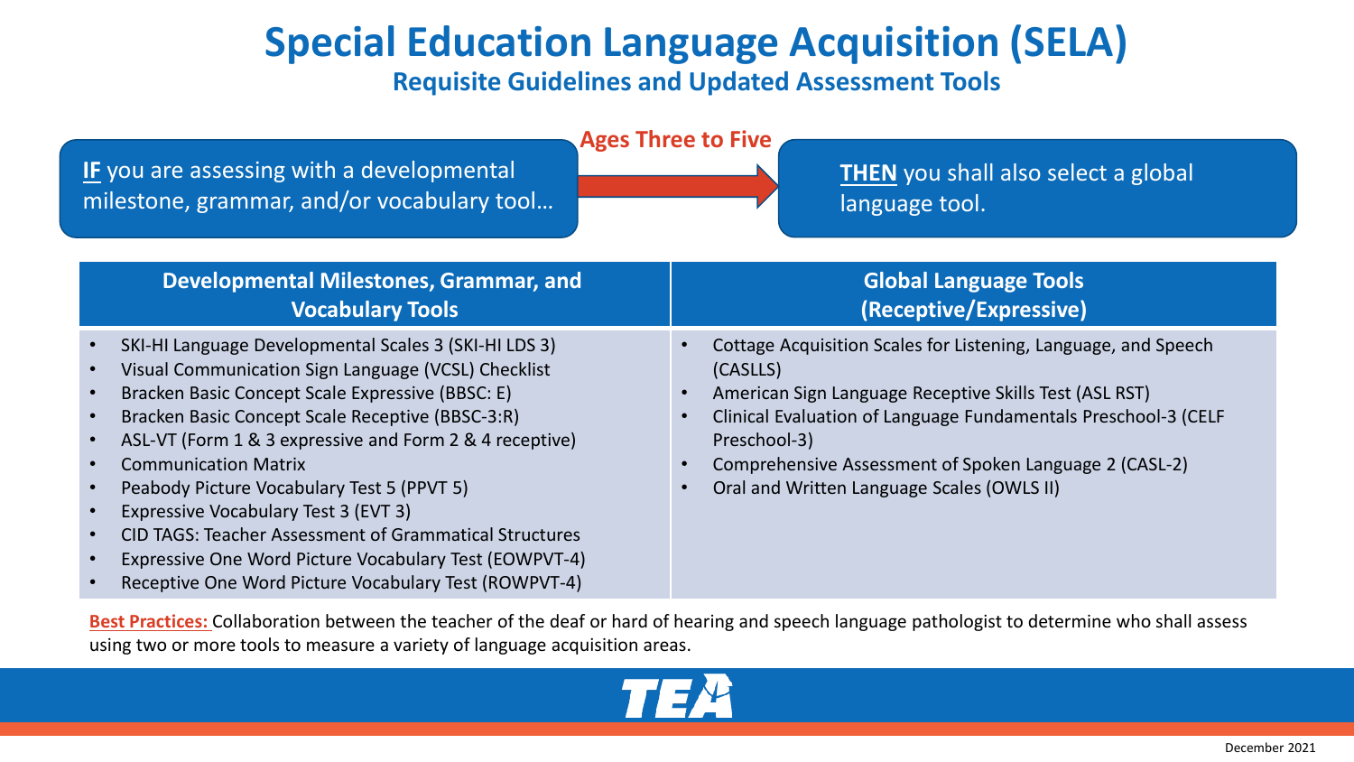# Special Education Language Acquisition (SELA)

## Requisite Guidelines and Updated Assessment Tools

**Ages Three to Five**

**IF** you are assessing with a developmental milestone, grammar, and/or vocabulary tool… → **THEN** you shall also select a global language tool.

| Developmental Milestones, Grammar, and Vocabulary Tools | Global Language Tools (Receptive/Expressive) |
| --- | --- |
| • SKI-HI Language Developmental Scales 3 (SKI-HI LDS 3)<br>• Visual Communication Sign Language (VCSL) Checklist<br>• Bracken Basic Concept Scale Expressive (BBSC: E)<br>• Bracken Basic Concept Scale Receptive (BBSC-3:R)<br>• ASL-VT (Form 1 & 3 expressive and Form 2 & 4 receptive)<br>• Communication Matrix<br>• Peabody Picture Vocabulary Test 5 (PPVT 5)<br>• Expressive Vocabulary Test 3 (EVT 3)<br>• CID TAGS: Teacher Assessment of Grammatical Structures<br>• Expressive One Word Picture Vocabulary Test (EOWPVT-4)<br>• Receptive One Word Picture Vocabulary Test (ROWPVT-4) | • Cottage Acquisition Scales for Listening, Language, and Speech (CASLLS)<br>• American Sign Language Receptive Skills Test (ASL RST)<br>• Clinical Evaluation of Language Fundamentals Preschool-3 (CELF Preschool-3)<br>• Comprehensive Assessment of Spoken Language 2 (CASL-2)<br>• Oral and Written Language Scales (OWLS II) |

**Best Practices:** Collaboration between the teacher of the deaf or hard of hearing and speech language pathologist to determine who shall assess using two or more tools to measure a variety of language acquisition areas.

December 2021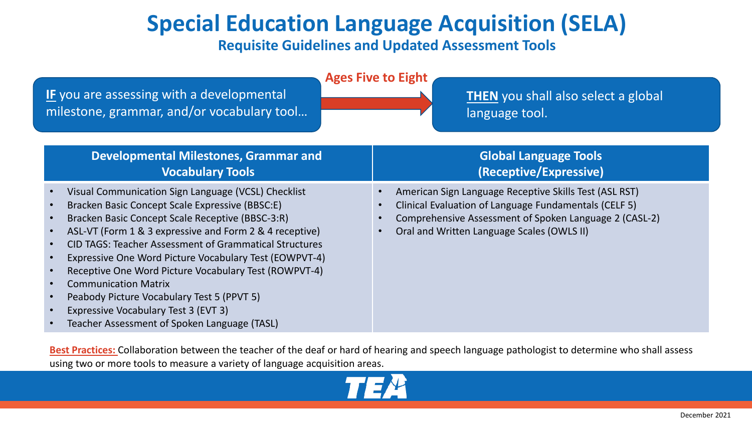# Special Education Language Acquisition (SELA)

## Requisite Guidelines and Updated Assessment Tools

**Ages Five to Eight**

**IF** you are assessing with a developmental milestone, grammar, and/or vocabulary tool…

**THEN** you shall also select a global language tool.

| Developmental Milestones, Grammar and Vocabulary Tools | Global Language Tools (Receptive/Expressive) |
|---|---|
| • Visual Communication Sign Language (VCSL) Checklist<br>• Bracken Basic Concept Scale Expressive (BBSC:E)<br>• Bracken Basic Concept Scale Receptive (BBSC-3:R)<br>• ASL-VT (Form 1 & 3 expressive and Form 2 & 4 receptive)<br>• CID TAGS: Teacher Assessment of Grammatical Structures<br>• Expressive One Word Picture Vocabulary Test (EOWPVT-4)<br>• Receptive One Word Picture Vocabulary Test (ROWPVT-4)<br>• Communication Matrix<br>• Peabody Picture Vocabulary Test 5 (PPVT 5)<br>• Expressive Vocabulary Test 3 (EVT 3)<br>• Teacher Assessment of Spoken Language (TASL) | • American Sign Language Receptive Skills Test (ASL RST)<br>• Clinical Evaluation of Language Fundamentals (CELF 5)<br>• Comprehensive Assessment of Spoken Language 2 (CASL-2)<br>• Oral and Written Language Scales (OWLS II) |

**Best Practices:** Collaboration between the teacher of the deaf or hard of hearing and speech language pathologist to determine who shall assess using two or more tools to measure a variety of language acquisition areas.

TEA

December 2021